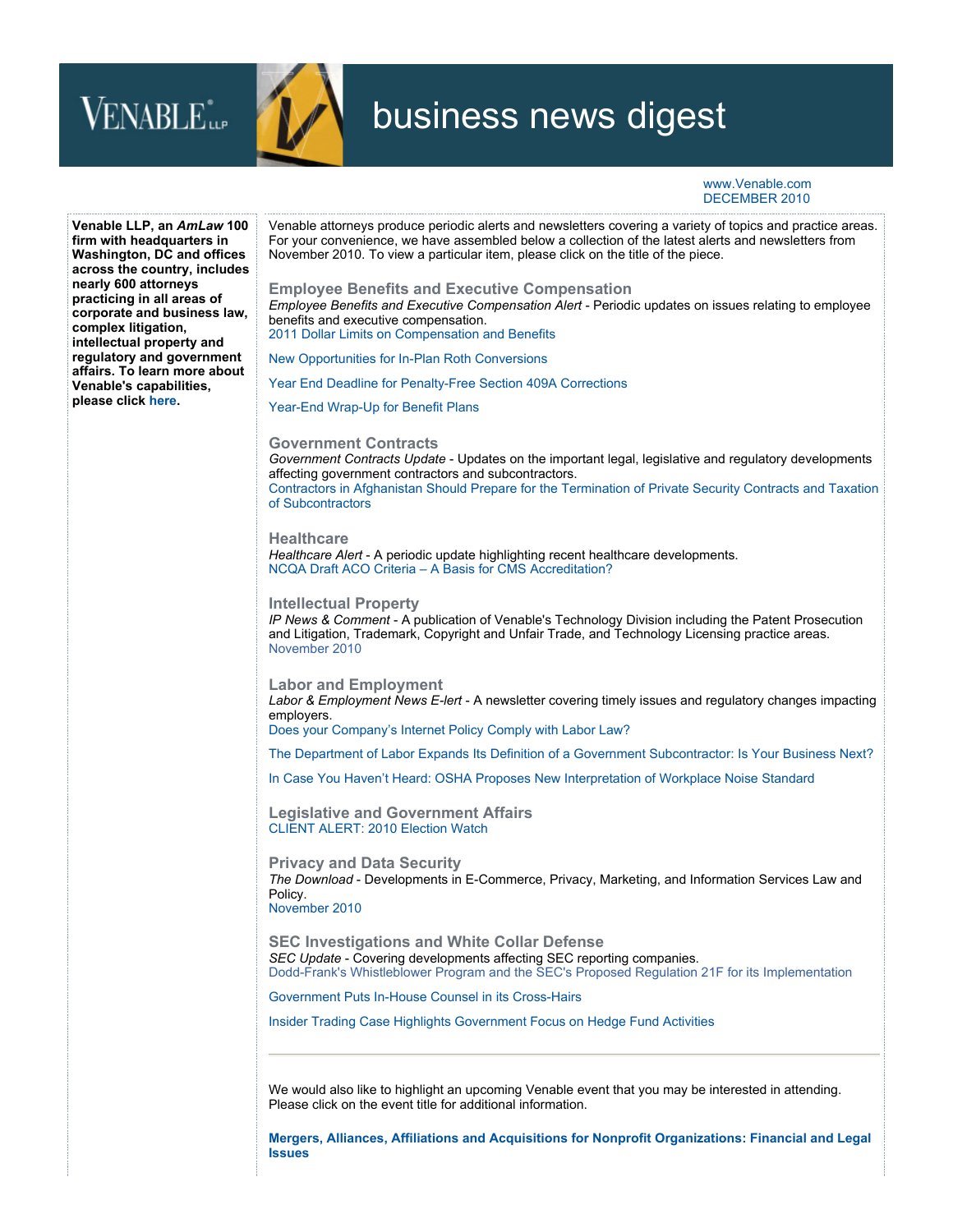# business news digest

www.Venable.com
DECEMBER 2010

**Venable LLP, an *AmLaw* 100 firm with headquarters in Washington, DC and offices across the country, includes nearly 600 attorneys practicing in all areas of corporate and business law, complex litigation, intellectual property and regulatory and government affairs. To learn more about Venable's capabilities, please click here.**

Venable attorneys produce periodic alerts and newsletters covering a variety of topics and practice areas. For your convenience, we have assembled below a collection of the latest alerts and newsletters from November 2010. To view a particular item, please click on the title of the piece.

## Employee Benefits and Executive Compensation

*Employee Benefits and Executive Compensation Alert* - Periodic updates on issues relating to employee benefits and executive compensation.

2011 Dollar Limits on Compensation and Benefits

New Opportunities for In-Plan Roth Conversions

Year End Deadline for Penalty-Free Section 409A Corrections

Year-End Wrap-Up for Benefit Plans

## Government Contracts

*Government Contracts Update* - Updates on the important legal, legislative and regulatory developments affecting government contractors and subcontractors.

Contractors in Afghanistan Should Prepare for the Termination of Private Security Contracts and Taxation of Subcontractors

## Healthcare

*Healthcare Alert* - A periodic update highlighting recent healthcare developments.

NCQA Draft ACO Criteria – A Basis for CMS Accreditation?

## Intellectual Property

*IP News & Comment* - A publication of Venable's Technology Division including the Patent Prosecution and Litigation, Trademark, Copyright and Unfair Trade, and Technology Licensing practice areas.

November 2010

## Labor and Employment

*Labor & Employment News E-lert* - A newsletter covering timely issues and regulatory changes impacting employers.

Does your Company's Internet Policy Comply with Labor Law?

The Department of Labor Expands Its Definition of a Government Subcontractor: Is Your Business Next?

In Case You Haven't Heard: OSHA Proposes New Interpretation of Workplace Noise Standard

## Legislative and Government Affairs

CLIENT ALERT: 2010 Election Watch

## Privacy and Data Security

*The Download* - Developments in E-Commerce, Privacy, Marketing, and Information Services Law and Policy.

November 2010

## SEC Investigations and White Collar Defense

*SEC Update* - Covering developments affecting SEC reporting companies.

Dodd-Frank's Whistleblower Program and the SEC's Proposed Regulation 21F for its Implementation

Government Puts In-House Counsel in its Cross-Hairs

Insider Trading Case Highlights Government Focus on Hedge Fund Activities

---

We would also like to highlight an upcoming Venable event that you may be interested in attending. Please click on the event title for additional information.

**Mergers, Alliances, Affiliations and Acquisitions for Nonprofit Organizations: Financial and Legal Issues**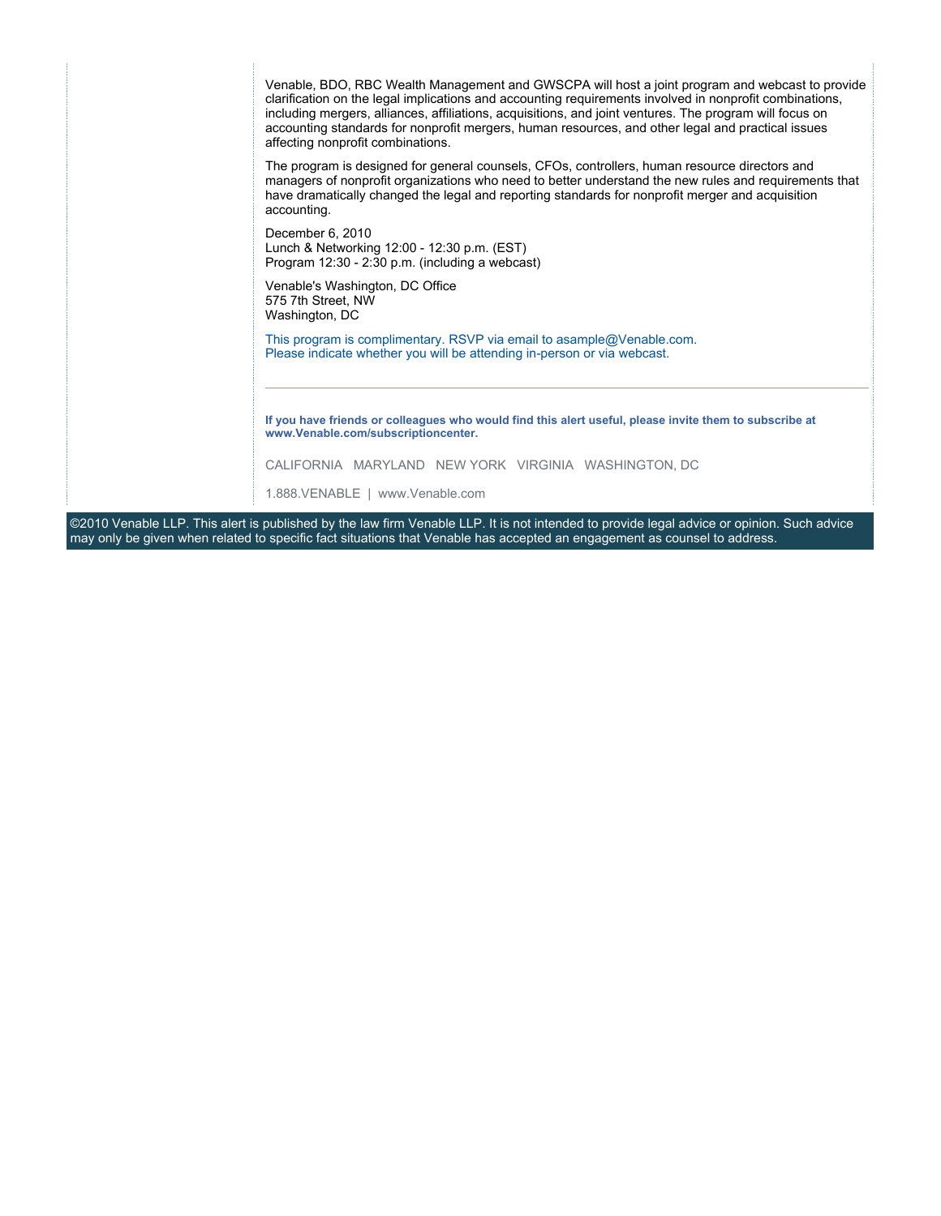Venable, BDO, RBC Wealth Management and GWSCPA will host a joint program and webcast to provide clarification on the legal implications and accounting requirements involved in nonprofit combinations, including mergers, alliances, affiliations, acquisitions, and joint ventures. The program will focus on accounting standards for nonprofit mergers, human resources, and other legal and practical issues affecting nonprofit combinations.

The program is designed for general counsels, CFOs, controllers, human resource directors and managers of nonprofit organizations who need to better understand the new rules and requirements that have dramatically changed the legal and reporting standards for nonprofit merger and acquisition accounting.

December 6, 2010
Lunch & Networking 12:00 - 12:30 p.m. (EST)
Program 12:30 - 2:30 p.m. (including a webcast)

Venable's Washington, DC Office
575 7th Street, NW
Washington, DC

This program is complimentary. RSVP via email to asample@Venable.com.
Please indicate whether you will be attending in-person or via webcast.

---

**If you have friends or colleagues who would find this alert useful, please invite them to subscribe at www.Venable.com/subscriptioncenter.**

CALIFORNIA MARYLAND NEW YORK VIRGINIA WASHINGTON, DC

1.888.VENABLE | www.Venable.com

©2010 Venable LLP. This alert is published by the law firm Venable LLP. It is not intended to provide legal advice or opinion. Such advice may only be given when related to specific fact situations that Venable has accepted an engagement as counsel to address.